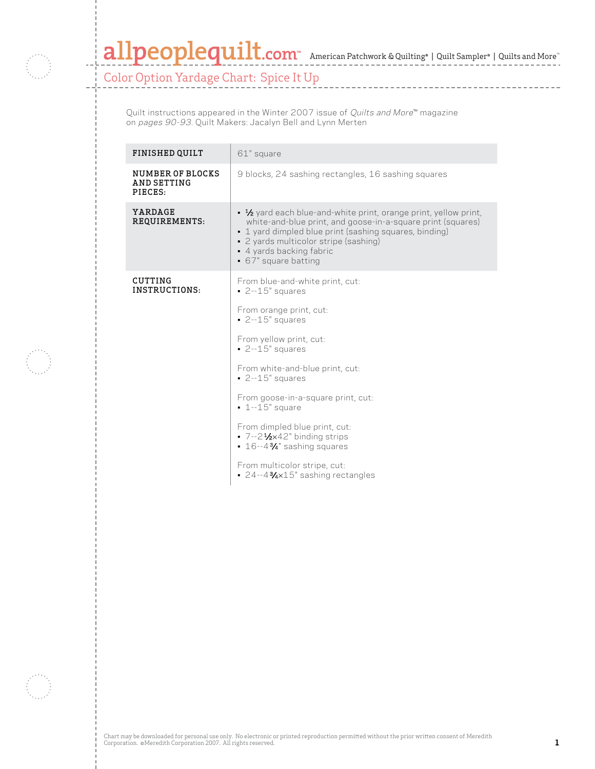# Color Option Yardage Chart: Spice It Up

Quilt instructions appeared in the Winter 2007 issue of *Quilts and More*™ magazine on *pages 90-93*. Quilt Makers: Jacalyn Bell and Lynn Merten

| | |
|---|---|
| **FINISHED QUILT** | 61" square |
| **NUMBER OF BLOCKS AND SETTING PIECES:** | 9 blocks, 24 sashing rectangles, 16 sashing squares |
| **YARDAGE REQUIREMENTS:** | ▪ ½ yard each blue-and-white print, orange print, yellow print, white-and-blue print, and goose-in-a-square print (squares)<br>▪ 1 yard dimpled blue print (sashing squares, binding)<br>▪ 2 yards multicolor stripe (sashing)<br>▪ 4 yards backing fabric<br>▪ 67" square batting |
| **CUTTING INSTRUCTIONS:** | From blue-and-white print, cut:<br>▪ 2--15" squares<br><br>From orange print, cut:<br>▪ 2--15" squares<br><br>From yellow print, cut:<br>▪ 2--15" squares<br><br>From white-and-blue print, cut:<br>▪ 2--15" squares<br><br>From goose-in-a-square print, cut:<br>▪ 1--15" square<br><br>From dimpled blue print, cut:<br>▪ 7--2½x42" binding strips<br>▪ 16--4¾" sashing squares<br><br>From multicolor stripe, cut:<br>▪ 24--4¾x15" sashing rectangles |

Chart may be downloaded for personal use only. No electronic or printed reproduction permitted without the prior written consent of Meredith Corporation. ©Meredith Corporation 2007. All rights reserved.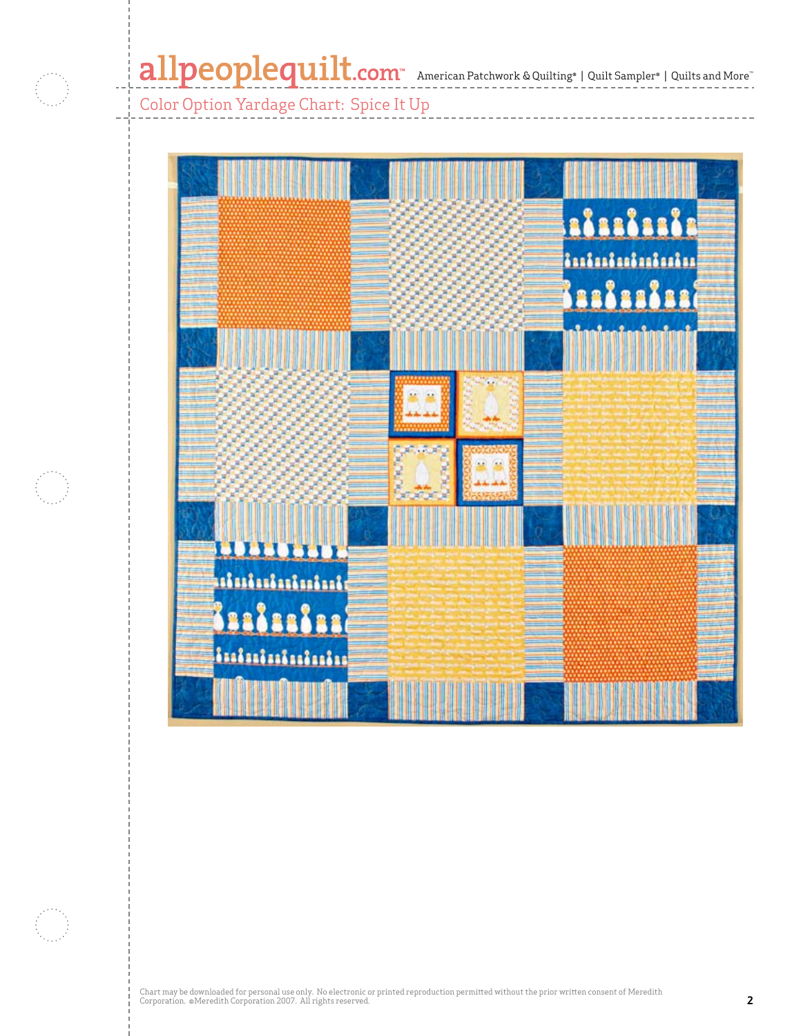Color Option Yardage Chart: Spice It Up

Chart may be downloaded for personal use only. No electronic or printed reproduction permitted without the prior written consent of Meredith Corporation. ©Meredith Corporation 2007. All rights reserved.